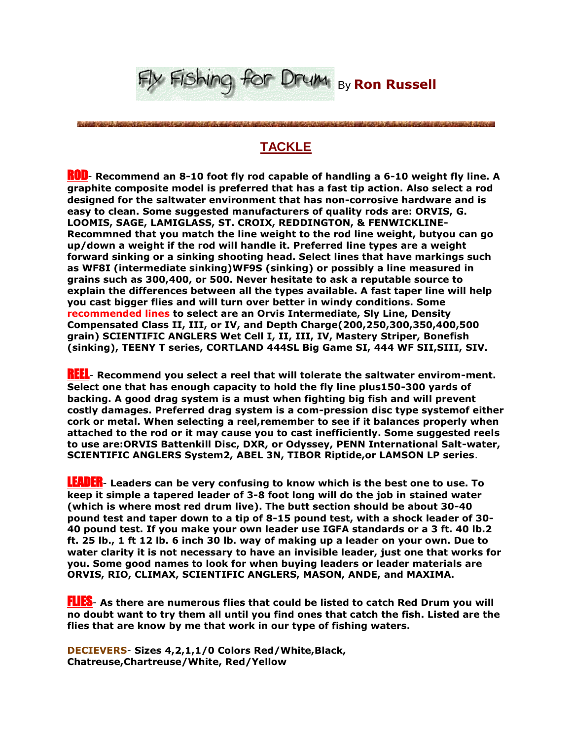# Fly Fishing for Drum By **Ron Russell**

## TACKLE

**ROD**- **Recommend an 8-10 foot fly rod capable of handling a 6-10 weight fly line. A graphite composite model is preferred that has a fast tip action. Also select a rod designed for the saltwater environment that has non-corrosive hardware and is easy to clean. Some suggested manufacturers of quality rods are: ORVIS, G. LOOMIS, SAGE, LAMIGLASS, ST. CROIX, REDDINGTON, & FENWICKLINE- Recommned that you match the line weight to the rod line weight, butyou can go up/down a weight if the rod will handle it. Preferred line types are a weight forward sinking or a sinking shooting head. Select lines that have markings such as WF8I (intermediate sinking)WF9S (sinking) or possibly a line measured in grains such as 300,400, or 500. Never hesitate to ask a reputable source to explain the differences between all the types available. A fast taper line will help you cast bigger flies and will turn over better in windy conditions. Some recommended lines to select are an Orvis Intermediate, Sly Line, Density Compensated Class II, III, or IV, and Depth Charge(200,250,300,350,400,500 grain) SCIENTIFIC ANGLERS Wet Cell I, II, III, IV, Mastery Striper, Bonefish (sinking), TEENY T series, CORTLAND 444SL Big Game SI, 444 WF SII,SIII, SIV.**

**REEL**- **Recommend you select a reel that will tolerate the saltwater envirom-ment. Select one that has enough capacity to hold the fly line plus150-300 yards of backing. A good drag system is a must when fighting big fish and will prevent costly damages. Preferred drag system is a com-pression disc type systemof either cork or metal. When selecting a reel,remember to see if it balances properly when attached to the rod or it may cause you to cast inefficiently. Some suggested reels to use are:ORVIS Battenkill Disc, DXR, or Odyssey, PENN International Salt-water, SCIENTIFIC ANGLERS System2, ABEL 3N, TIBOR Riptide,or LAMSON LP series**.

**LEADER**- **Leaders can be very confusing to know which is the best one to use. To keep it simple a tapered leader of 3-8 foot long will do the job in stained water (which is where most red drum live). The butt section should be about 30-40 pound test and taper down to a tip of 8-15 pound test, with a shock leader of 30-40 pound test. If you make your own leader use IGFA standards or a 3 ft. 40 lb.2 ft. 25 lb., 1 ft 12 lb. 6 inch 30 lb. way of making up a leader on your own. Due to water clarity it is not necessary to have an invisible leader, just one that works for you. Some good names to look for when buying leaders or leader materials are ORVIS, RIO, CLIMAX, SCIENTIFIC ANGLERS, MASON, ANDE, and MAXIMA.**

**FLIES**- **As there are numerous flies that could be listed to catch Red Drum you will no doubt want to try them all until you find ones that catch the fish. Listed are the flies that are know by me that work in our type of fishing waters.**

**DECIEVERS**- **Sizes 4,2,1,1/0 Colors Red/White,Black, Chatreuse,Chartreuse/White, Red/Yellow**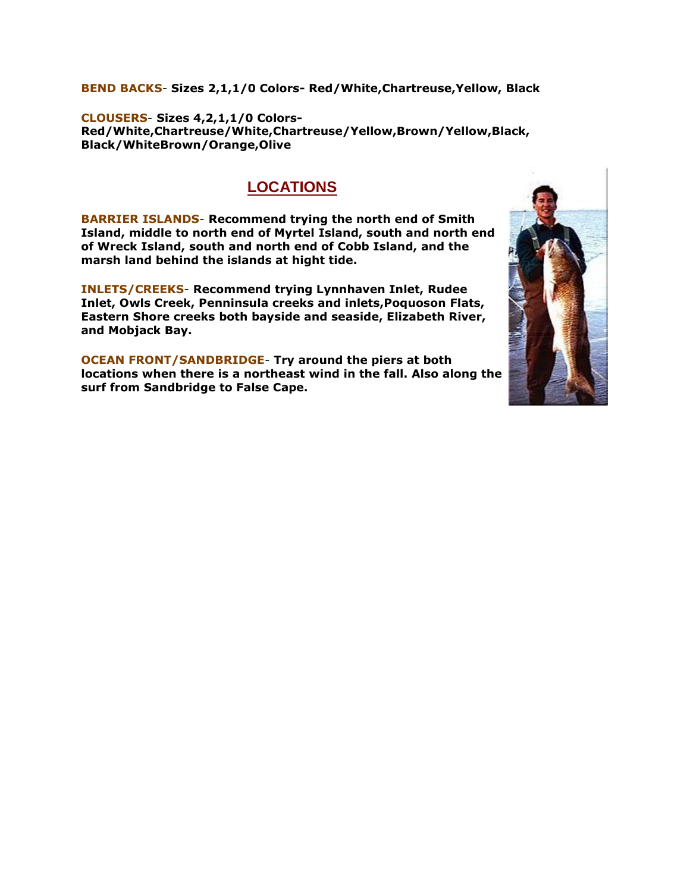**BEND BACKS**- **Sizes 2,1,1/0 Colors- Red/White,Chartreuse,Yellow, Black**

**CLOUSERS**- **Sizes 4,2,1,1/0 Colors-Red/White,Chartreuse/White,Chartreuse/Yellow,Brown/Yellow,Black, Black/WhiteBrown/Orange,Olive**

## LOCATIONS

**BARRIER ISLANDS**- **Recommend trying the north end of Smith Island, middle to north end of Myrtel Island, south and north end of Wreck Island, south and north end of Cobb Island, and the marsh land behind the islands at hight tide.**

**INLETS/CREEKS**- **Recommend trying Lynnhaven Inlet, Rudee Inlet, Owls Creek, Penninsula creeks and inlets,Poquoson Flats, Eastern Shore creeks both bayside and seaside, Elizabeth River, and Mobjack Bay.**

**OCEAN FRONT/SANDBRIDGE**- **Try around the piers at both locations when there is a northeast wind in the fall. Also along the surf from Sandbridge to False Cape.**